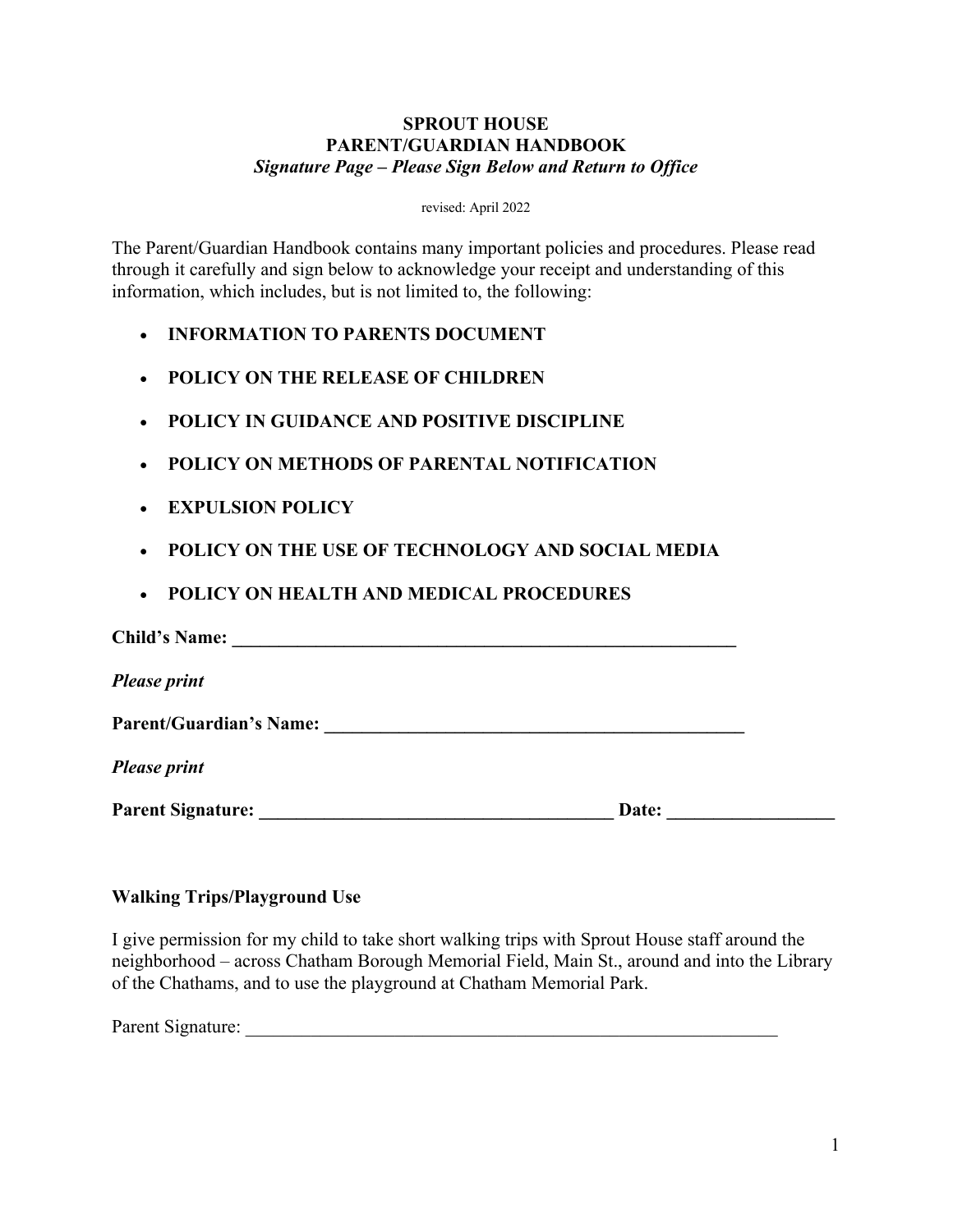**SPROUT HOUSE**
**PARENT/GUARDIAN HANDBOOK**
***Signature Page – Please Sign Below and Return to Office***

revised: April 2022

The Parent/Guardian Handbook contains many important policies and procedures. Please read through it carefully and sign below to acknowledge your receipt and understanding of this information, which includes, but is not limited to, the following:

- **INFORMATION TO PARENTS DOCUMENT**
- **POLICY ON THE RELEASE OF CHILDREN**
- **POLICY IN GUIDANCE AND POSITIVE DISCIPLINE**
- **POLICY ON METHODS OF PARENTAL NOTIFICATION**
- **EXPULSION POLICY**
- **POLICY ON THE USE OF TECHNOLOGY AND SOCIAL MEDIA**
- **POLICY ON HEALTH AND MEDICAL PROCEDURES**

**Child's Name: ___________________________________________________________**

***Please print***

**Parent/Guardian's Name: ________________________________________________**

***Please print***

**Parent Signature: _______________________________________ Date: __________________**

**Walking Trips/Playground Use**

I give permission for my child to take short walking trips with Sprout House staff around the neighborhood – across Chatham Borough Memorial Field, Main St., around and into the Library of the Chathams, and to use the playground at Chatham Memorial Park.

Parent Signature: ______________________________________________________________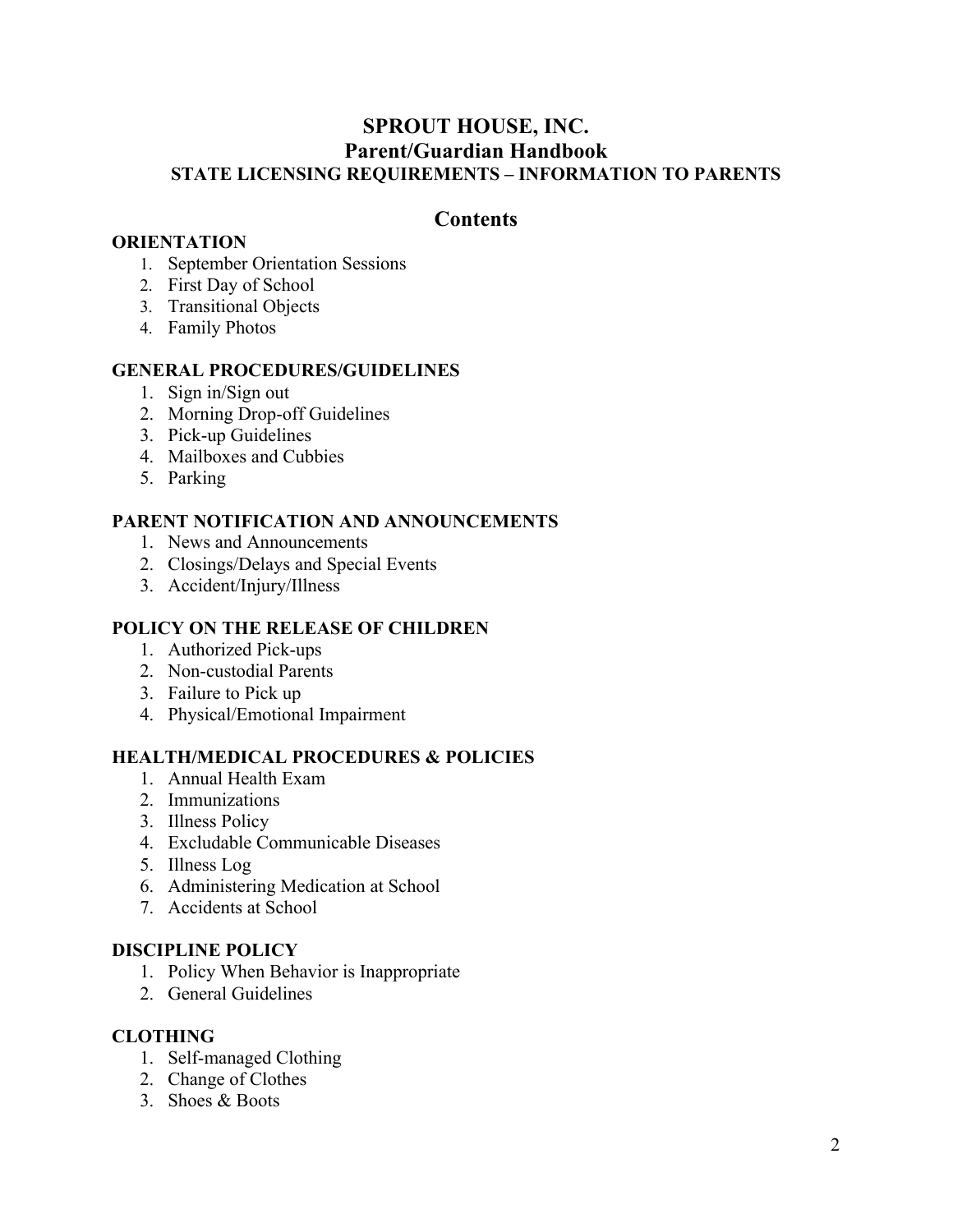# SPROUT HOUSE, INC.
## Parent/Guardian Handbook
### STATE LICENSING REQUIREMENTS – INFORMATION TO PARENTS

## Contents

**ORIENTATION**

1. September Orientation Sessions
2. First Day of School
3. Transitional Objects
4. Family Photos

**GENERAL PROCEDURES/GUIDELINES**

1. Sign in/Sign out
2. Morning Drop-off Guidelines
3. Pick-up Guidelines
4. Mailboxes and Cubbies
5. Parking

**PARENT NOTIFICATION AND ANNOUNCEMENTS**

1. News and Announcements
2. Closings/Delays and Special Events
3. Accident/Injury/Illness

**POLICY ON THE RELEASE OF CHILDREN**

1. Authorized Pick-ups
2. Non-custodial Parents
3. Failure to Pick up
4. Physical/Emotional Impairment

**HEALTH/MEDICAL PROCEDURES & POLICIES**

1. Annual Health Exam
2. Immunizations
3. Illness Policy
4. Excludable Communicable Diseases
5. Illness Log
6. Administering Medication at School
7. Accidents at School

**DISCIPLINE POLICY**

1. Policy When Behavior is Inappropriate
2. General Guidelines

**CLOTHING**

1. Self-managed Clothing
2. Change of Clothes
3. Shoes & Boots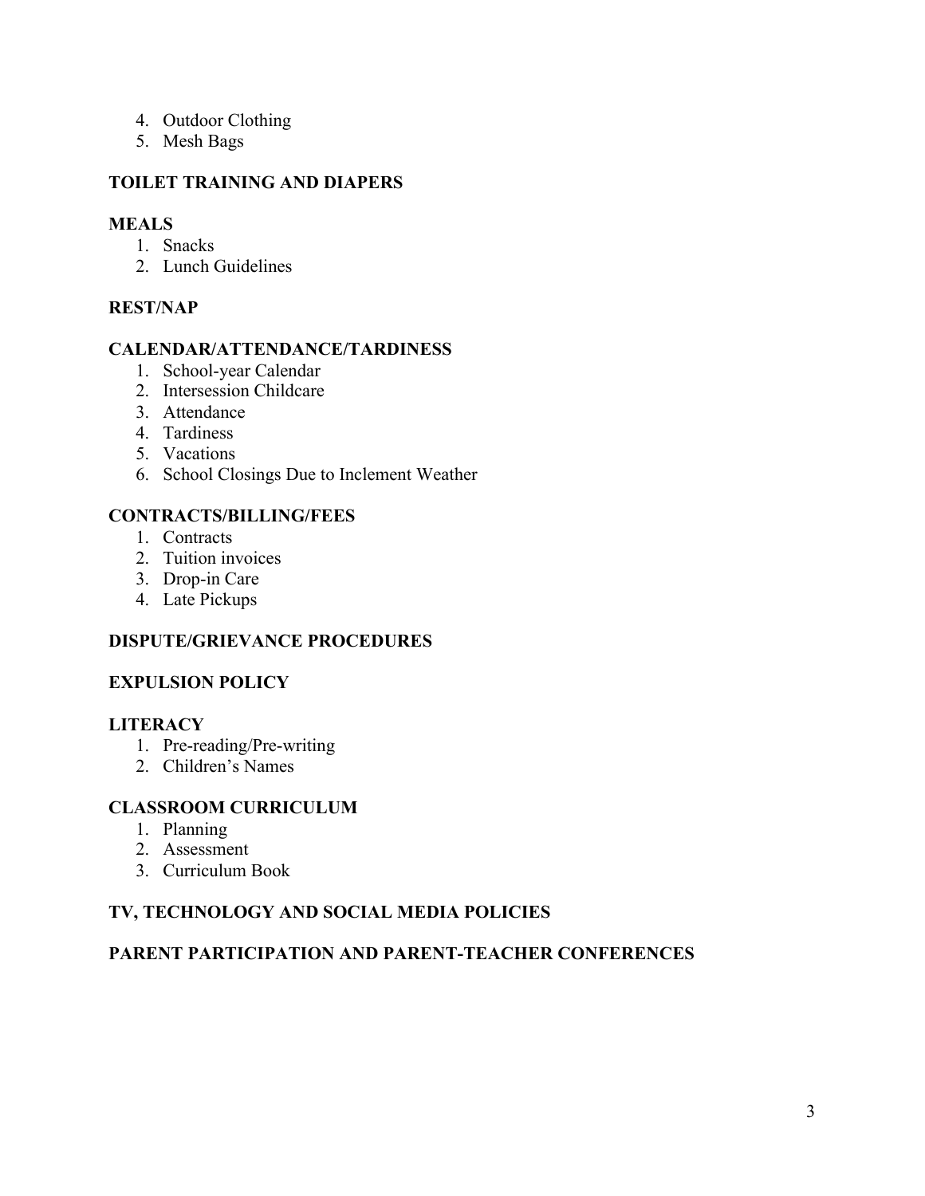4. Outdoor Clothing
5. Mesh Bags

**TOILET TRAINING AND DIAPERS**

**MEALS**

1. Snacks
2. Lunch Guidelines

**REST/NAP**

**CALENDAR/ATTENDANCE/TARDINESS**

1. School-year Calendar
2. Intersession Childcare
3. Attendance
4. Tardiness
5. Vacations
6. School Closings Due to Inclement Weather

**CONTRACTS/BILLING/FEES**

1. Contracts
2. Tuition invoices
3. Drop-in Care
4. Late Pickups

**DISPUTE/GRIEVANCE PROCEDURES**

**EXPULSION POLICY**

**LITERACY**

1. Pre-reading/Pre-writing
2. Children's Names

**CLASSROOM CURRICULUM**

1. Planning
2. Assessment
3. Curriculum Book

**TV, TECHNOLOGY AND SOCIAL MEDIA POLICIES**

**PARENT PARTICIPATION AND PARENT-TEACHER CONFERENCES**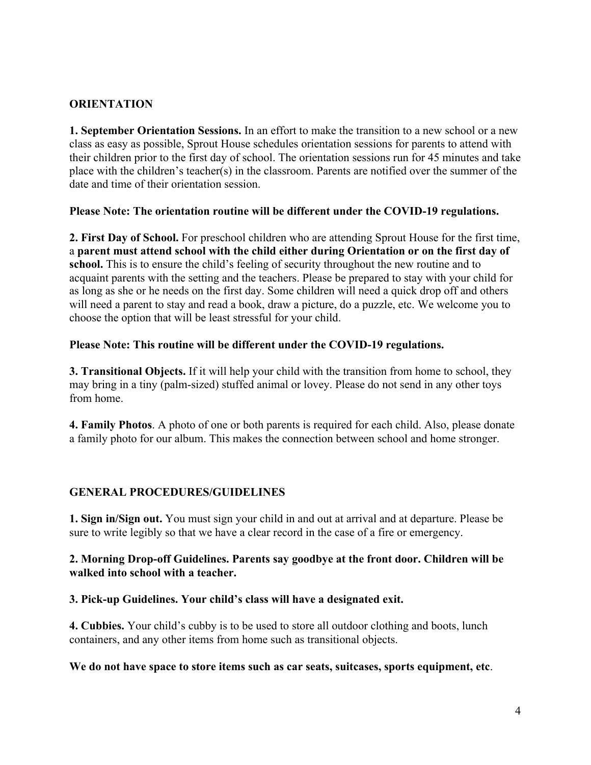## ORIENTATION

**1. September Orientation Sessions.** In an effort to make the transition to a new school or a new class as easy as possible, Sprout House schedules orientation sessions for parents to attend with their children prior to the first day of school. The orientation sessions run for 45 minutes and take place with the children's teacher(s) in the classroom. Parents are notified over the summer of the date and time of their orientation session.

**Please Note: The orientation routine will be different under the COVID-19 regulations.**

**2. First Day of School.** For preschool children who are attending Sprout House for the first time, a **parent must attend school with the child either during Orientation or on the first day of school.** This is to ensure the child's feeling of security throughout the new routine and to acquaint parents with the setting and the teachers. Please be prepared to stay with your child for as long as she or he needs on the first day. Some children will need a quick drop off and others will need a parent to stay and read a book, draw a picture, do a puzzle, etc. We welcome you to choose the option that will be least stressful for your child.

**Please Note: This routine will be different under the COVID-19 regulations.**

**3. Transitional Objects.** If it will help your child with the transition from home to school, they may bring in a tiny (palm-sized) stuffed animal or lovey. Please do not send in any other toys from home.

**4. Family Photos**. A photo of one or both parents is required for each child. Also, please donate a family photo for our album. This makes the connection between school and home stronger.

## GENERAL PROCEDURES/GUIDELINES

**1. Sign in/Sign out.** You must sign your child in and out at arrival and at departure. Please be sure to write legibly so that we have a clear record in the case of a fire or emergency.

**2. Morning Drop-off Guidelines. Parents say goodbye at the front door. Children will be walked into school with a teacher.**

**3. Pick-up Guidelines. Your child's class will have a designated exit.**

**4. Cubbies.** Your child's cubby is to be used to store all outdoor clothing and boots, lunch containers, and any other items from home such as transitional objects.

**We do not have space to store items such as car seats, suitcases, sports equipment, etc**.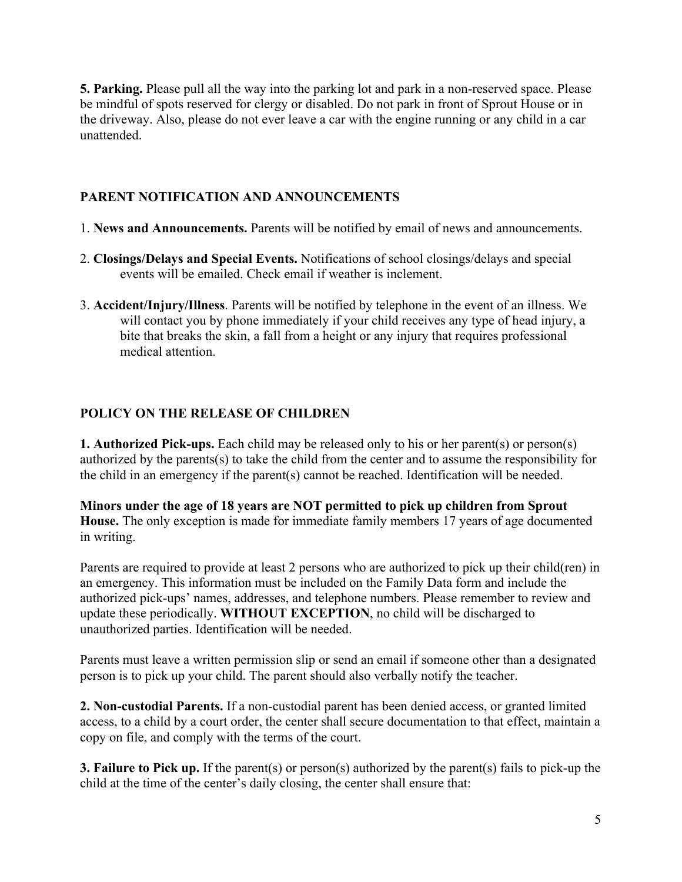**5. Parking.** Please pull all the way into the parking lot and park in a non-reserved space. Please be mindful of spots reserved for clergy or disabled. Do not park in front of Sprout House or in the driveway. Also, please do not ever leave a car with the engine running or any child in a car unattended.

## PARENT NOTIFICATION AND ANNOUNCEMENTS

1. **News and Announcements.** Parents will be notified by email of news and announcements.

2. **Closings/Delays and Special Events.** Notifications of school closings/delays and special events will be emailed. Check email if weather is inclement.

3. **Accident/Injury/Illness**. Parents will be notified by telephone in the event of an illness. We will contact you by phone immediately if your child receives any type of head injury, a bite that breaks the skin, a fall from a height or any injury that requires professional medical attention.

## POLICY ON THE RELEASE OF CHILDREN

**1. Authorized Pick-ups.** Each child may be released only to his or her parent(s) or person(s) authorized by the parents(s) to take the child from the center and to assume the responsibility for the child in an emergency if the parent(s) cannot be reached. Identification will be needed.

**Minors under the age of 18 years are NOT permitted to pick up children from Sprout House.** The only exception is made for immediate family members 17 years of age documented in writing.

Parents are required to provide at least 2 persons who are authorized to pick up their child(ren) in an emergency. This information must be included on the Family Data form and include the authorized pick-ups' names, addresses, and telephone numbers. Please remember to review and update these periodically. **WITHOUT EXCEPTION**, no child will be discharged to unauthorized parties. Identification will be needed.

Parents must leave a written permission slip or send an email if someone other than a designated person is to pick up your child. The parent should also verbally notify the teacher.

**2. Non-custodial Parents.** If a non-custodial parent has been denied access, or granted limited access, to a child by a court order, the center shall secure documentation to that effect, maintain a copy on file, and comply with the terms of the court.

**3. Failure to Pick up.** If the parent(s) or person(s) authorized by the parent(s) fails to pick-up the child at the time of the center's daily closing, the center shall ensure that: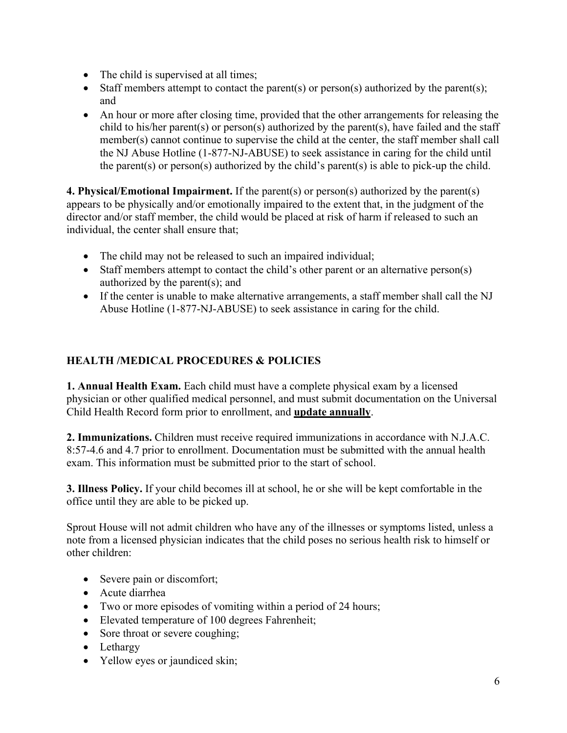- The child is supervised at all times;
- Staff members attempt to contact the parent(s) or person(s) authorized by the parent(s); and
- An hour or more after closing time, provided that the other arrangements for releasing the child to his/her parent(s) or person(s) authorized by the parent(s), have failed and the staff member(s) cannot continue to supervise the child at the center, the staff member shall call the NJ Abuse Hotline (1-877-NJ-ABUSE) to seek assistance in caring for the child until the parent(s) or person(s) authorized by the child's parent(s) is able to pick-up the child.

**4. Physical/Emotional Impairment.** If the parent(s) or person(s) authorized by the parent(s) appears to be physically and/or emotionally impaired to the extent that, in the judgment of the director and/or staff member, the child would be placed at risk of harm if released to such an individual, the center shall ensure that;

- The child may not be released to such an impaired individual;
- Staff members attempt to contact the child's other parent or an alternative person(s) authorized by the parent(s); and
- If the center is unable to make alternative arrangements, a staff member shall call the NJ Abuse Hotline (1-877-NJ-ABUSE) to seek assistance in caring for the child.

## HEALTH /MEDICAL PROCEDURES & POLICIES

**1. Annual Health Exam.** Each child must have a complete physical exam by a licensed physician or other qualified medical personnel, and must submit documentation on the Universal Child Health Record form prior to enrollment, and **update annually**.

**2. Immunizations.** Children must receive required immunizations in accordance with N.J.A.C. 8:57-4.6 and 4.7 prior to enrollment. Documentation must be submitted with the annual health exam. This information must be submitted prior to the start of school.

**3. Illness Policy.** If your child becomes ill at school, he or she will be kept comfortable in the office until they are able to be picked up.

Sprout House will not admit children who have any of the illnesses or symptoms listed, unless a note from a licensed physician indicates that the child poses no serious health risk to himself or other children:

- Severe pain or discomfort;
- Acute diarrhea
- Two or more episodes of vomiting within a period of 24 hours;
- Elevated temperature of 100 degrees Fahrenheit;
- Sore throat or severe coughing;
- Lethargy
- Yellow eyes or jaundiced skin;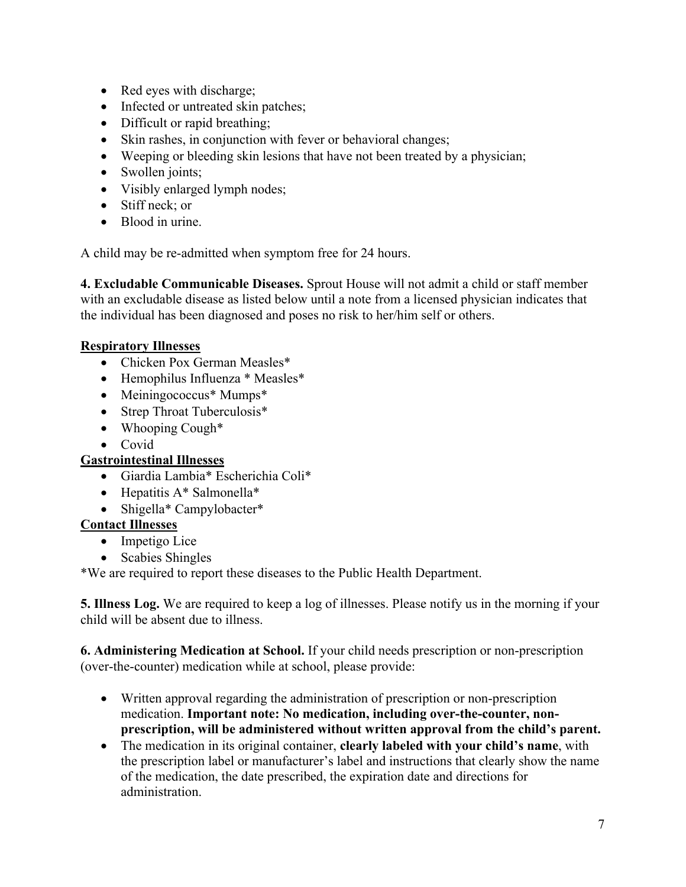- Red eyes with discharge;
- Infected or untreated skin patches;
- Difficult or rapid breathing;
- Skin rashes, in conjunction with fever or behavioral changes;
- Weeping or bleeding skin lesions that have not been treated by a physician;
- Swollen joints;
- Visibly enlarged lymph nodes;
- Stiff neck; or
- Blood in urine.

A child may be re-admitted when symptom free for 24 hours.

**4. Excludable Communicable Diseases.** Sprout House will not admit a child or staff member with an excludable disease as listed below until a note from a licensed physician indicates that the individual has been diagnosed and poses no risk to her/him self or others.

<u>**Respiratory Illnesses**</u>

- Chicken Pox German Measles*
- Hemophilus Influenza * Measles*
- Meiningococcus* Mumps*
- Strep Throat Tuberculosis*
- Whooping Cough*
- Covid

<u>**Gastrointestinal Illnesses**</u>

- Giardia Lambia* Escherichia Coli*
- Hepatitis A* Salmonella*
- Shigella* Campylobacter*

<u>**Contact Illnesses**</u>

- Impetigo Lice
- Scabies Shingles

*We are required to report these diseases to the Public Health Department.

**5. Illness Log.** We are required to keep a log of illnesses. Please notify us in the morning if your child will be absent due to illness.

**6. Administering Medication at School.** If your child needs prescription or non-prescription (over-the-counter) medication while at school, please provide:

- Written approval regarding the administration of prescription or non-prescription medication. **Important note: No medication, including over-the-counter, non-prescription, will be administered without written approval from the child's parent.**
- The medication in its original container, **clearly labeled with your child's name**, with the prescription label or manufacturer's label and instructions that clearly show the name of the medication, the date prescribed, the expiration date and directions for administration.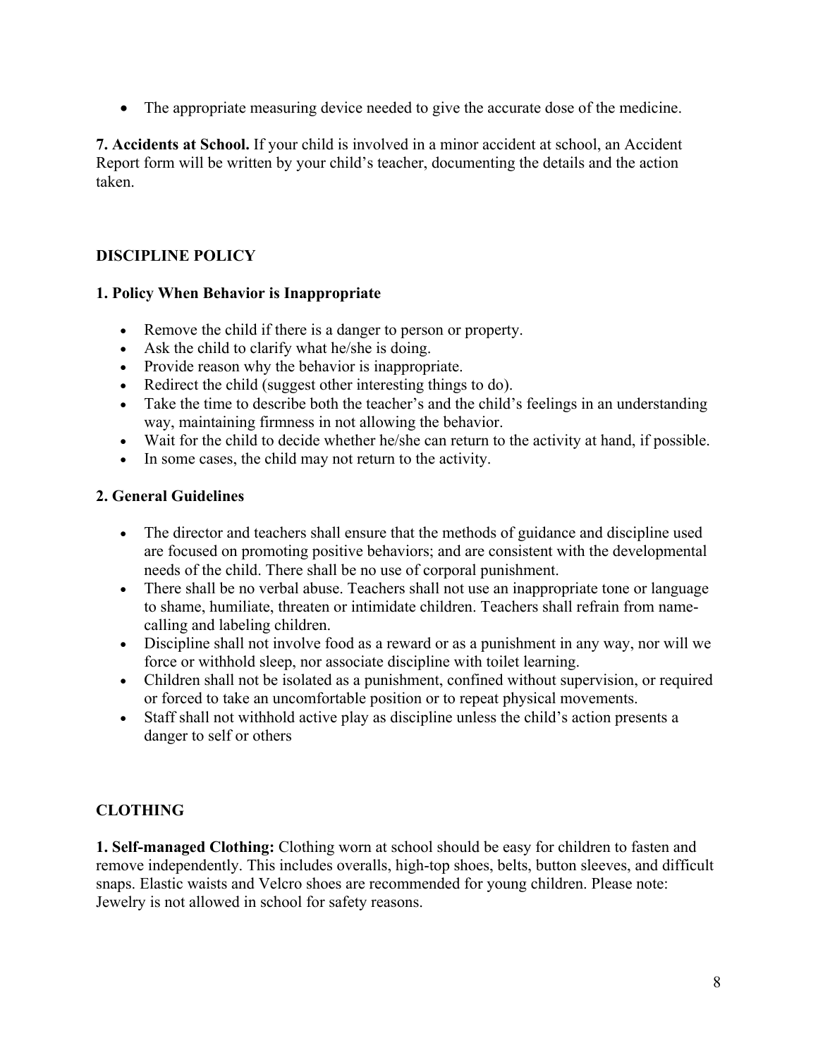- The appropriate measuring device needed to give the accurate dose of the medicine.

**7. Accidents at School.** If your child is involved in a minor accident at school, an Accident Report form will be written by your child's teacher, documenting the details and the action taken.

## DISCIPLINE POLICY

### 1. Policy When Behavior is Inappropriate

- Remove the child if there is a danger to person or property.
- Ask the child to clarify what he/she is doing.
- Provide reason why the behavior is inappropriate.
- Redirect the child (suggest other interesting things to do).
- Take the time to describe both the teacher's and the child's feelings in an understanding way, maintaining firmness in not allowing the behavior.
- Wait for the child to decide whether he/she can return to the activity at hand, if possible.
- In some cases, the child may not return to the activity.

### 2. General Guidelines

- The director and teachers shall ensure that the methods of guidance and discipline used are focused on promoting positive behaviors; and are consistent with the developmental needs of the child. There shall be no use of corporal punishment.
- There shall be no verbal abuse. Teachers shall not use an inappropriate tone or language to shame, humiliate, threaten or intimidate children. Teachers shall refrain from name-calling and labeling children.
- Discipline shall not involve food as a reward or as a punishment in any way, nor will we force or withhold sleep, nor associate discipline with toilet learning.
- Children shall not be isolated as a punishment, confined without supervision, or required or forced to take an uncomfortable position or to repeat physical movements.
- Staff shall not withhold active play as discipline unless the child's action presents a danger to self or others

## CLOTHING

**1. Self-managed Clothing:** Clothing worn at school should be easy for children to fasten and remove independently. This includes overalls, high-top shoes, belts, button sleeves, and difficult snaps. Elastic waists and Velcro shoes are recommended for young children. Please note: Jewelry is not allowed in school for safety reasons.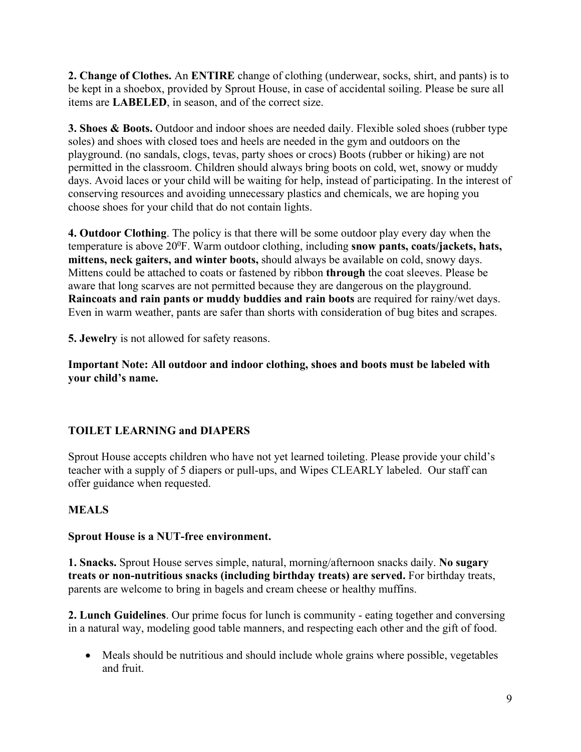**2. Change of Clothes.** An **ENTIRE** change of clothing (underwear, socks, shirt, and pants) is to be kept in a shoebox, provided by Sprout House, in case of accidental soiling. Please be sure all items are **LABELED**, in season, and of the correct size.

**3. Shoes & Boots.** Outdoor and indoor shoes are needed daily. Flexible soled shoes (rubber type soles) and shoes with closed toes and heels are needed in the gym and outdoors on the playground. (no sandals, clogs, tevas, party shoes or crocs) Boots (rubber or hiking) are not permitted in the classroom. Children should always bring boots on cold, wet, snowy or muddy days. Avoid laces or your child will be waiting for help, instead of participating. In the interest of conserving resources and avoiding unnecessary plastics and chemicals, we are hoping you choose shoes for your child that do not contain lights.

**4. Outdoor Clothing**. The policy is that there will be some outdoor play every day when the temperature is above $20^0$F. Warm outdoor clothing, including **snow pants, coats/jackets, hats, mittens, neck gaiters, and winter boots,** should always be available on cold, snowy days. Mittens could be attached to coats or fastened by ribbon **through** the coat sleeves. Please be aware that long scarves are not permitted because they are dangerous on the playground. **Raincoats and rain pants or muddy buddies and rain boots** are required for rainy/wet days. Even in warm weather, pants are safer than shorts with consideration of bug bites and scrapes.

**5. Jewelry** is not allowed for safety reasons.

**Important Note: All outdoor and indoor clothing, shoes and boots must be labeled with your child's name.**

## TOILET LEARNING and DIAPERS

Sprout House accepts children who have not yet learned toileting. Please provide your child's teacher with a supply of 5 diapers or pull-ups, and Wipes CLEARLY labeled. Our staff can offer guidance when requested.

## MEALS

**Sprout House is a NUT-free environment.**

**1. Snacks.** Sprout House serves simple, natural, morning/afternoon snacks daily. **No sugary treats or non-nutritious snacks (including birthday treats) are served.** For birthday treats, parents are welcome to bring in bagels and cream cheese or healthy muffins.

**2. Lunch Guidelines**. Our prime focus for lunch is community - eating together and conversing in a natural way, modeling good table manners, and respecting each other and the gift of food.

- Meals should be nutritious and should include whole grains where possible, vegetables and fruit.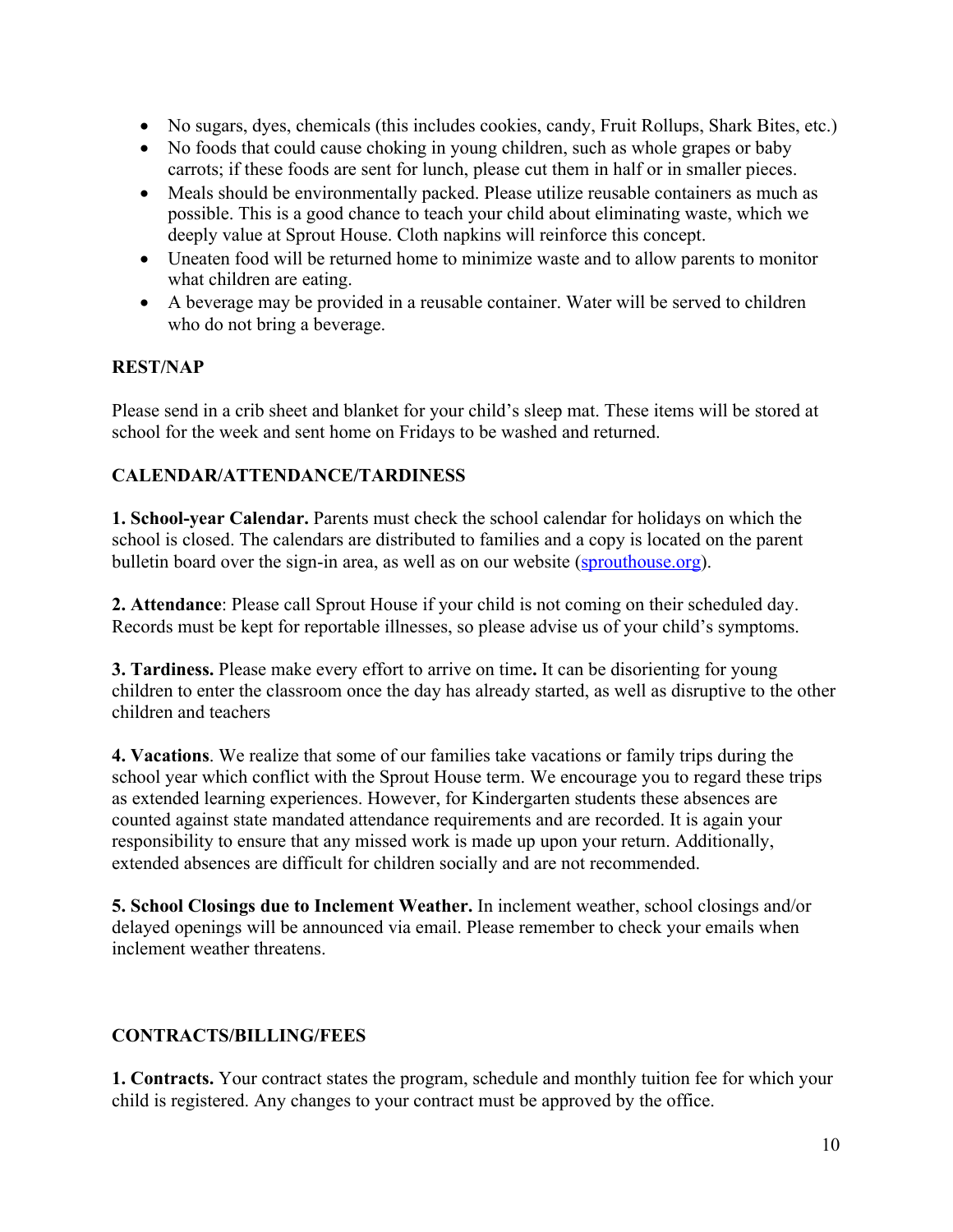- No sugars, dyes, chemicals (this includes cookies, candy, Fruit Rollups, Shark Bites, etc.)
- No foods that could cause choking in young children, such as whole grapes or baby carrots; if these foods are sent for lunch, please cut them in half or in smaller pieces.
- Meals should be environmentally packed. Please utilize reusable containers as much as possible. This is a good chance to teach your child about eliminating waste, which we deeply value at Sprout House. Cloth napkins will reinforce this concept.
- Uneaten food will be returned home to minimize waste and to allow parents to monitor what children are eating.
- A beverage may be provided in a reusable container. Water will be served to children who do not bring a beverage.

**REST/NAP**

Please send in a crib sheet and blanket for your child's sleep mat. These items will be stored at school for the week and sent home on Fridays to be washed and returned.

**CALENDAR/ATTENDANCE/TARDINESS**

**1. School-year Calendar.** Parents must check the school calendar for holidays on which the school is closed. The calendars are distributed to families and a copy is located on the parent bulletin board over the sign-in area, as well as on our website (sprouthouse.org).

**2. Attendance**: Please call Sprout House if your child is not coming on their scheduled day. Records must be kept for reportable illnesses, so please advise us of your child's symptoms.

**3. Tardiness.** Please make every effort to arrive on time**.** It can be disorienting for young children to enter the classroom once the day has already started, as well as disruptive to the other children and teachers

**4. Vacations**. We realize that some of our families take vacations or family trips during the school year which conflict with the Sprout House term. We encourage you to regard these trips as extended learning experiences. However, for Kindergarten students these absences are counted against state mandated attendance requirements and are recorded. It is again your responsibility to ensure that any missed work is made up upon your return. Additionally, extended absences are difficult for children socially and are not recommended.

**5. School Closings due to Inclement Weather.** In inclement weather, school closings and/or delayed openings will be announced via email. Please remember to check your emails when inclement weather threatens.

**CONTRACTS/BILLING/FEES**

**1. Contracts.** Your contract states the program, schedule and monthly tuition fee for which your child is registered. Any changes to your contract must be approved by the office.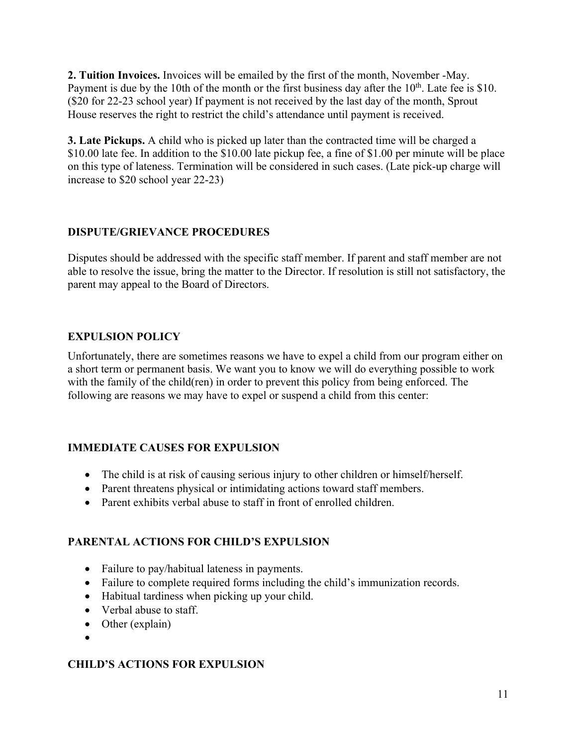**2. Tuition Invoices.** Invoices will be emailed by the first of the month, November -May. Payment is due by the 10th of the month or the first business day after the 10th. Late fee is $10. ($20 for 22-23 school year) If payment is not received by the last day of the month, Sprout House reserves the right to restrict the child's attendance until payment is received.

**3. Late Pickups.** A child who is picked up later than the contracted time will be charged a $10.00 late fee. In addition to the $10.00 late pickup fee, a fine of $1.00 per minute will be place on this type of lateness. Termination will be considered in such cases. (Late pick-up charge will increase to $20 school year 22-23)

## DISPUTE/GRIEVANCE PROCEDURES

Disputes should be addressed with the specific staff member. If parent and staff member are not able to resolve the issue, bring the matter to the Director. If resolution is still not satisfactory, the parent may appeal to the Board of Directors.

## EXPULSION POLICY

Unfortunately, there are sometimes reasons we have to expel a child from our program either on a short term or permanent basis. We want you to know we will do everything possible to work with the family of the child(ren) in order to prevent this policy from being enforced. The following are reasons we may have to expel or suspend a child from this center:

## IMMEDIATE CAUSES FOR EXPULSION

- The child is at risk of causing serious injury to other children or himself/herself.
- Parent threatens physical or intimidating actions toward staff members.
- Parent exhibits verbal abuse to staff in front of enrolled children.

## PARENTAL ACTIONS FOR CHILD'S EXPULSION

- Failure to pay/habitual lateness in payments.
- Failure to complete required forms including the child's immunization records.
- Habitual tardiness when picking up your child.
- Verbal abuse to staff.
- Other (explain)

## CHILD'S ACTIONS FOR EXPULSION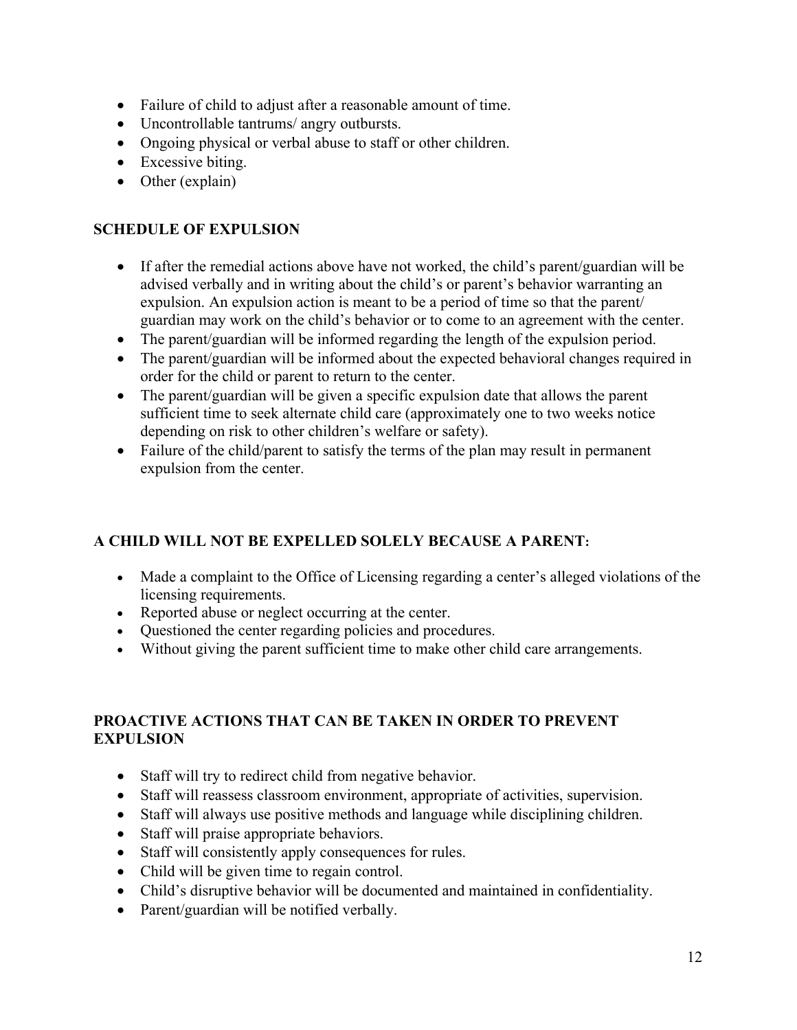- Failure of child to adjust after a reasonable amount of time.
- Uncontrollable tantrums/ angry outbursts.
- Ongoing physical or verbal abuse to staff or other children.
- Excessive biting.
- Other (explain)

**SCHEDULE OF EXPULSION**

- If after the remedial actions above have not worked, the child's parent/guardian will be advised verbally and in writing about the child's or parent's behavior warranting an expulsion. An expulsion action is meant to be a period of time so that the parent/ guardian may work on the child's behavior or to come to an agreement with the center.
- The parent/guardian will be informed regarding the length of the expulsion period.
- The parent/guardian will be informed about the expected behavioral changes required in order for the child or parent to return to the center.
- The parent/guardian will be given a specific expulsion date that allows the parent sufficient time to seek alternate child care (approximately one to two weeks notice depending on risk to other children's welfare or safety).
- Failure of the child/parent to satisfy the terms of the plan may result in permanent expulsion from the center.

**A CHILD WILL NOT BE EXPELLED SOLELY BECAUSE A PARENT:**

- Made a complaint to the Office of Licensing regarding a center's alleged violations of the licensing requirements.
- Reported abuse or neglect occurring at the center.
- Questioned the center regarding policies and procedures.
- Without giving the parent sufficient time to make other child care arrangements.

**PROACTIVE ACTIONS THAT CAN BE TAKEN IN ORDER TO PREVENT EXPULSION**

- Staff will try to redirect child from negative behavior.
- Staff will reassess classroom environment, appropriate of activities, supervision.
- Staff will always use positive methods and language while disciplining children.
- Staff will praise appropriate behaviors.
- Staff will consistently apply consequences for rules.
- Child will be given time to regain control.
- Child's disruptive behavior will be documented and maintained in confidentiality.
- Parent/guardian will be notified verbally.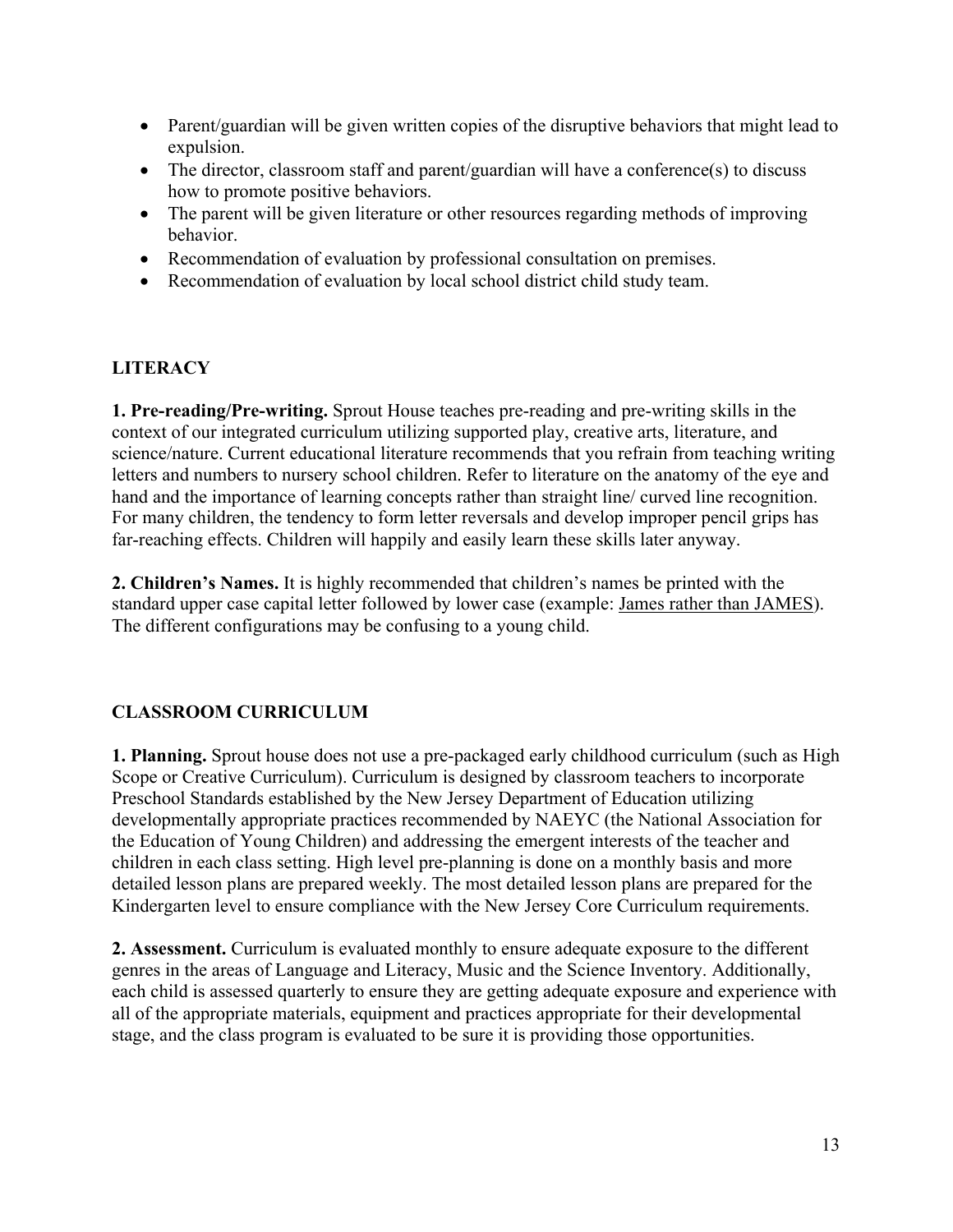- Parent/guardian will be given written copies of the disruptive behaviors that might lead to expulsion.
- The director, classroom staff and parent/guardian will have a conference(s) to discuss how to promote positive behaviors.
- The parent will be given literature or other resources regarding methods of improving behavior.
- Recommendation of evaluation by professional consultation on premises.
- Recommendation of evaluation by local school district child study team.

## LITERACY

**1. Pre-reading/Pre-writing.** Sprout House teaches pre-reading and pre-writing skills in the context of our integrated curriculum utilizing supported play, creative arts, literature, and science/nature. Current educational literature recommends that you refrain from teaching writing letters and numbers to nursery school children. Refer to literature on the anatomy of the eye and hand and the importance of learning concepts rather than straight line/ curved line recognition. For many children, the tendency to form letter reversals and develop improper pencil grips has far-reaching effects. Children will happily and easily learn these skills later anyway.

**2. Children's Names.** It is highly recommended that children's names be printed with the standard upper case capital letter followed by lower case (example: <u>James rather than JAMES</u>). The different configurations may be confusing to a young child.

## CLASSROOM CURRICULUM

**1. Planning.** Sprout house does not use a pre-packaged early childhood curriculum (such as High Scope or Creative Curriculum). Curriculum is designed by classroom teachers to incorporate Preschool Standards established by the New Jersey Department of Education utilizing developmentally appropriate practices recommended by NAEYC (the National Association for the Education of Young Children) and addressing the emergent interests of the teacher and children in each class setting. High level pre-planning is done on a monthly basis and more detailed lesson plans are prepared weekly. The most detailed lesson plans are prepared for the Kindergarten level to ensure compliance with the New Jersey Core Curriculum requirements.

**2. Assessment.** Curriculum is evaluated monthly to ensure adequate exposure to the different genres in the areas of Language and Literacy, Music and the Science Inventory. Additionally, each child is assessed quarterly to ensure they are getting adequate exposure and experience with all of the appropriate materials, equipment and practices appropriate for their developmental stage, and the class program is evaluated to be sure it is providing those opportunities.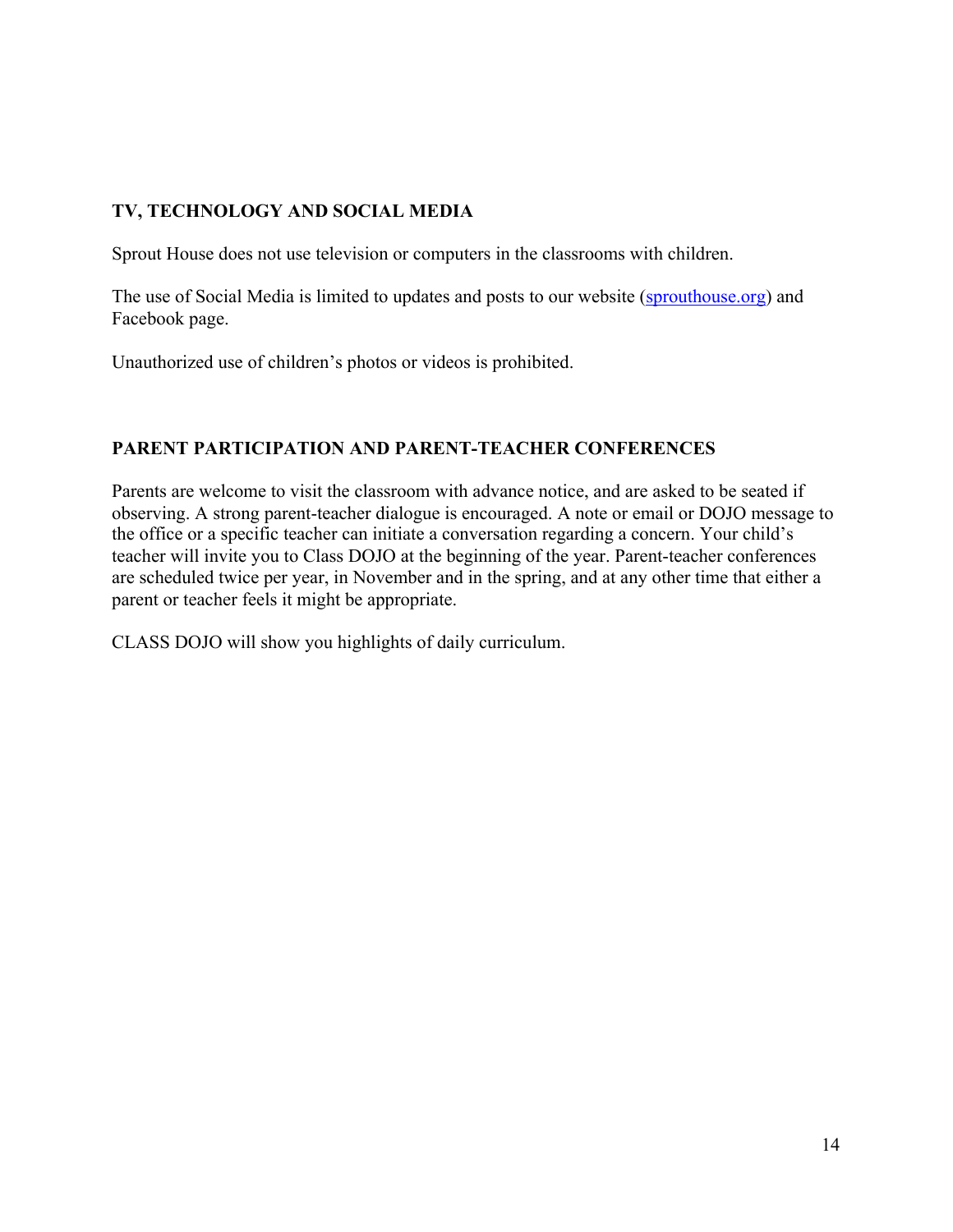**TV, TECHNOLOGY AND SOCIAL MEDIA**

Sprout House does not use television or computers in the classrooms with children.

The use of Social Media is limited to updates and posts to our website ([sprouthouse.org](sprouthouse.org)) and Facebook page.

Unauthorized use of children's photos or videos is prohibited.

**PARENT PARTICIPATION AND PARENT-TEACHER CONFERENCES**

Parents are welcome to visit the classroom with advance notice, and are asked to be seated if observing. A strong parent-teacher dialogue is encouraged. A note or email or DOJO message to the office or a specific teacher can initiate a conversation regarding a concern. Your child's teacher will invite you to Class DOJO at the beginning of the year. Parent-teacher conferences are scheduled twice per year, in November and in the spring, and at any other time that either a parent or teacher feels it might be appropriate.

CLASS DOJO will show you highlights of daily curriculum.